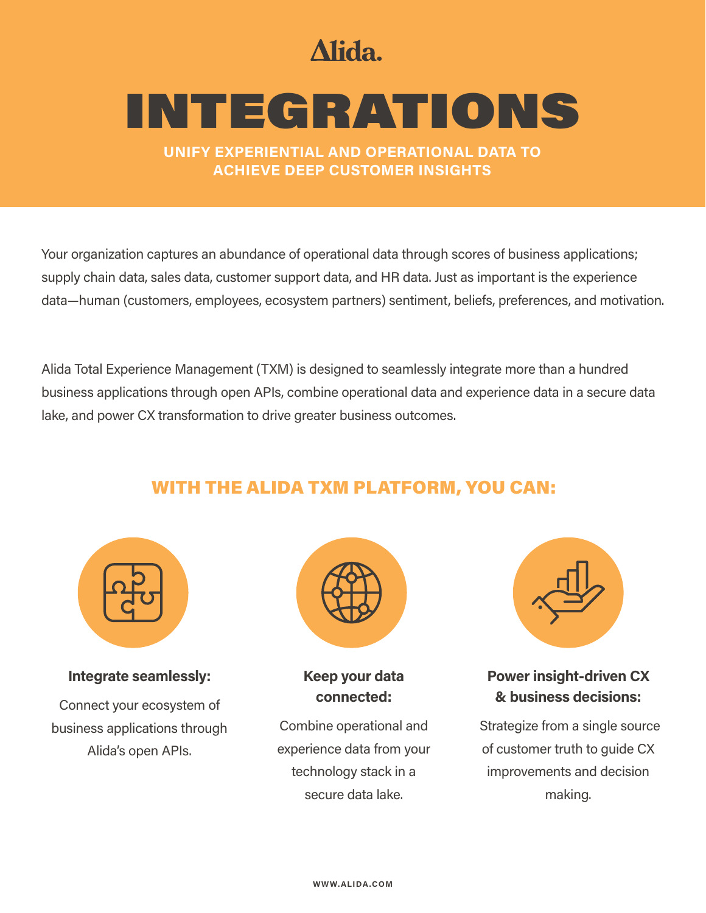Alida.

# INTEGRATIONS

## UNIFY EXPERIENTIAL AND OPERATIONAL DATA TO ACHIEVE DEEP CUSTOMER INSIGHTS

Your organization captures an abundance of operational data through scores of business applications; supply chain data, sales data, customer support data, and HR data. Just as important is the experience data—human (customers, employees, ecosystem partners) sentiment, beliefs, preferences, and motivation.

Alida Total Experience Management (TXM) is designed to seamlessly integrate more than a hundred business applications through open APIs, combine operational data and experience data in a secure data lake, and power CX transformation to drive greater business outcomes.

## WITH THE ALIDA TXM PLATFORM, YOU CAN:

**Integrate seamlessly:**

Connect your ecosystem of business applications through Alida's open APIs.

**Keep your data connected:**

Combine operational and experience data from your technology stack in a secure data lake.

**Power insight-driven CX & business decisions:**

Strategize from a single source of customer truth to guide CX improvements and decision making.

WWW.ALIDA.COM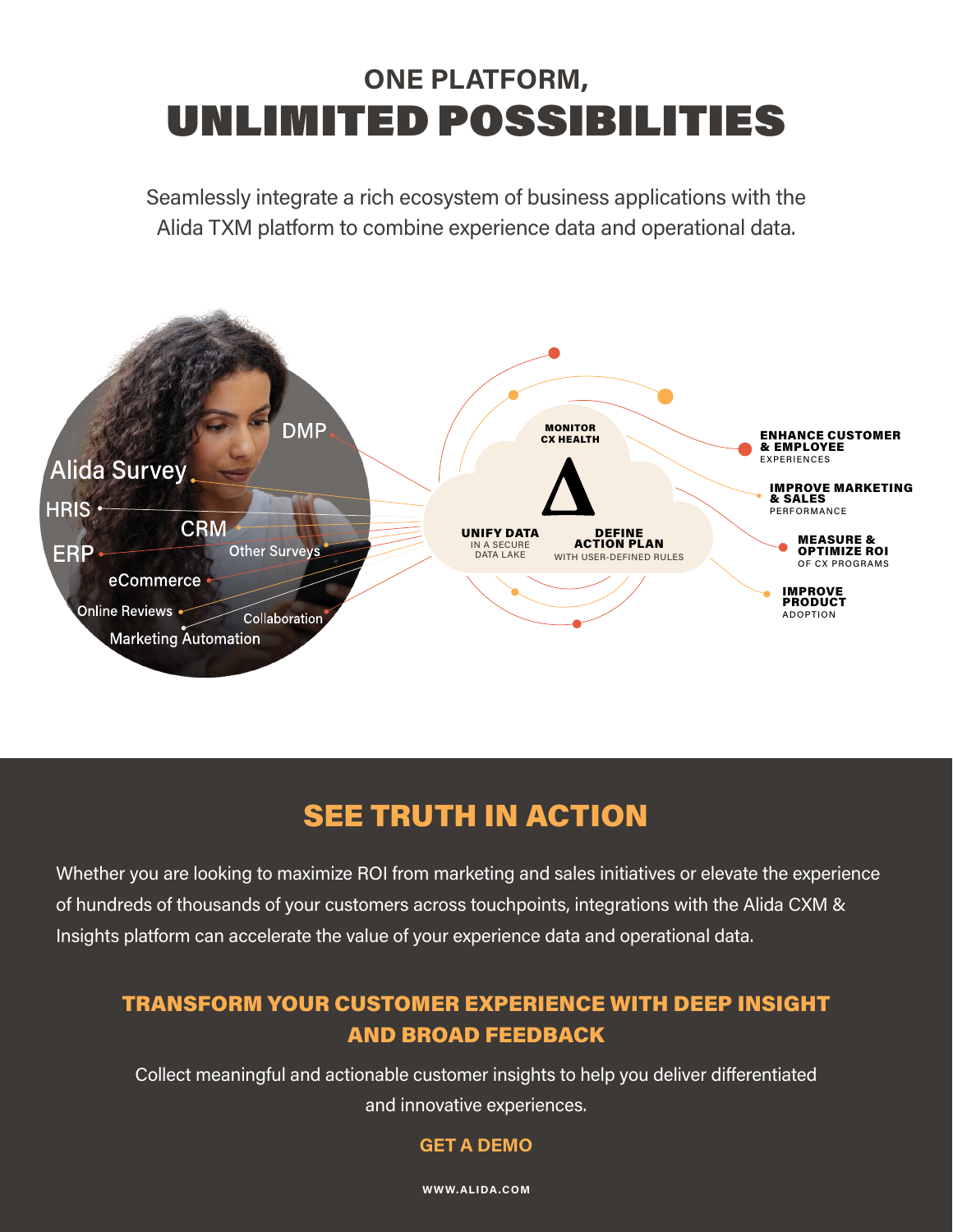# ONE PLATFORM, UNLIMITED POSSIBILITIES

Seamlessly integrate a rich ecosystem of business applications with the Alida TXM platform to combine experience data and operational data.

DMP
Alida Survey
HRIS
CRM
ERP
Other Surveys
eCommerce
Online Reviews
Collaboration
Marketing Automation

MONITOR CX HEALTH

UNIFY DATA IN A SECURE DATA LAKE

DEFINE ACTION PLAN WITH USER-DEFINED RULES

ENHANCE CUSTOMER & EMPLOYEE EXPERIENCES

IMPROVE MARKETING & SALES PERFORMANCE

MEASURE & OPTIMIZE ROI OF CX PROGRAMS

IMPROVE PRODUCT ADOPTION

## SEE TRUTH IN ACTION

Whether you are looking to maximize ROI from marketing and sales initiatives or elevate the experience of hundreds of thousands of your customers across touchpoints, integrations with the Alida CXM & Insights platform can accelerate the value of your experience data and operational data.

### TRANSFORM YOUR CUSTOMER EXPERIENCE WITH DEEP INSIGHT AND BROAD FEEDBACK

Collect meaningful and actionable customer insights to help you deliver differentiated and innovative experiences.

**GET A DEMO**

WWW.ALIDA.COM